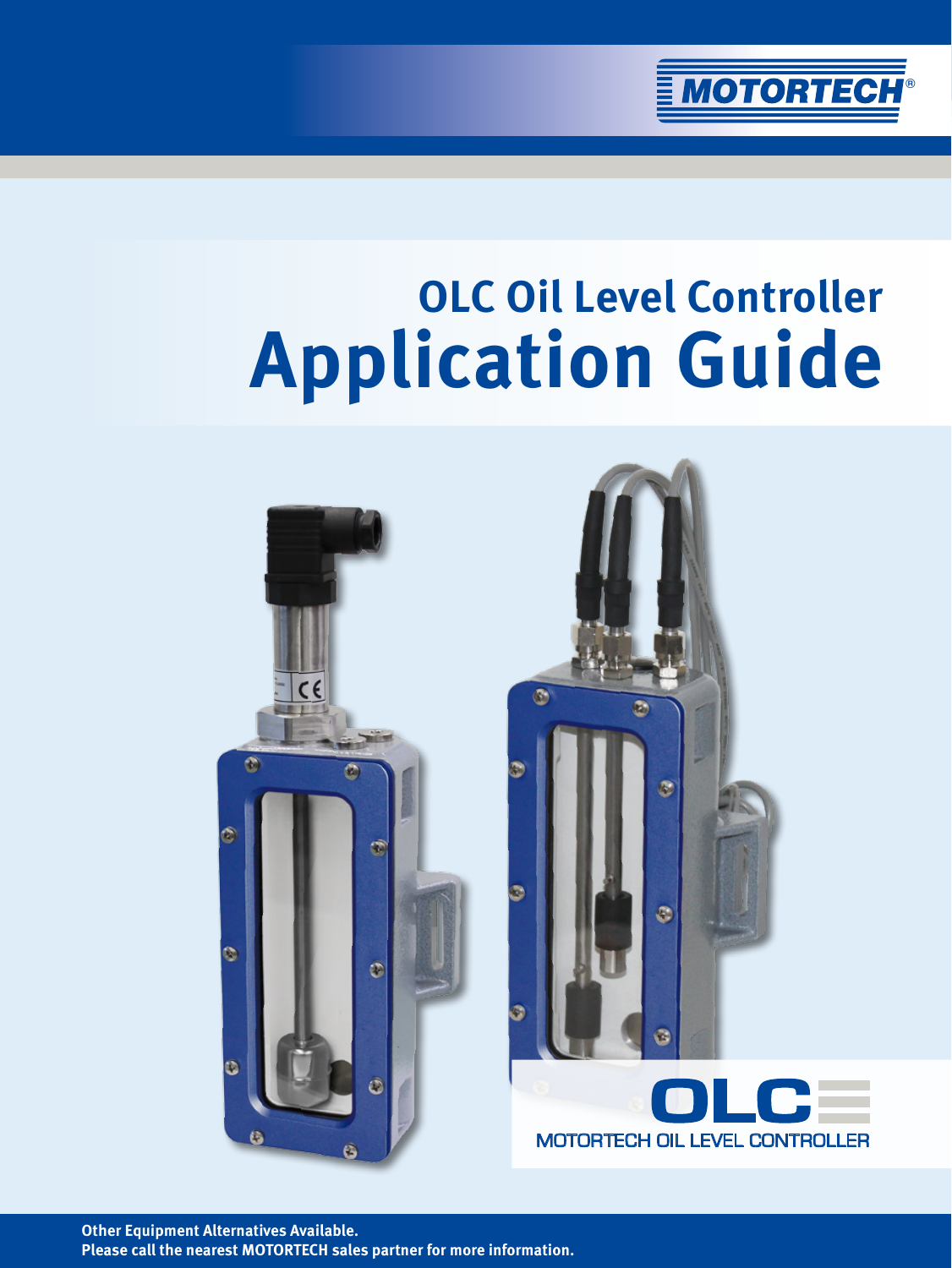MOTORTECH®

# OLC Oil Level Controller
# Application Guide

OLC
MOTORTECH OIL LEVEL CONTROLLER

**Other Equipment Alternatives Available.**
**Please call the nearest MOTORTECH sales partner for more information.**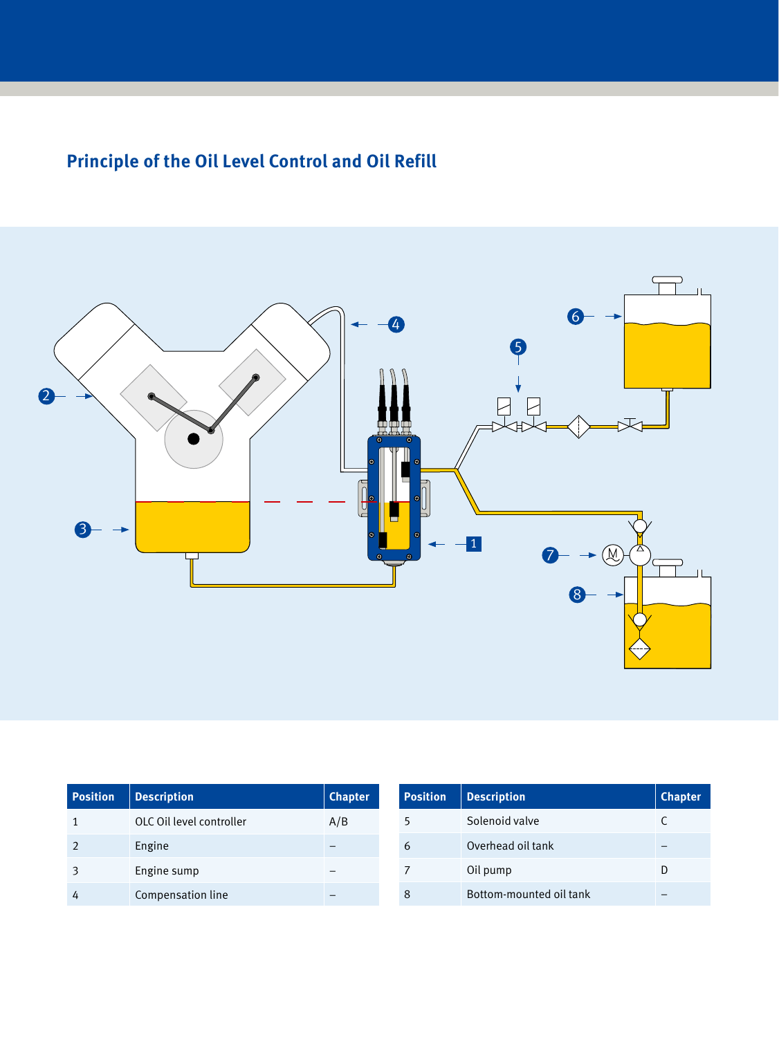## Principle of the Oil Level Control and Oil Refill

| Position | Description | Chapter |
|---|---|---|
| 1 | OLC Oil level controller | A/B |
| 2 | Engine | – |
| 3 | Engine sump | – |
| 4 | Compensation line | – |

| Position | Description | Chapter |
|---|---|---|
| 5 | Solenoid valve | C |
| 6 | Overhead oil tank | – |
| 7 | Oil pump | D |
| 8 | Bottom-mounted oil tank | – |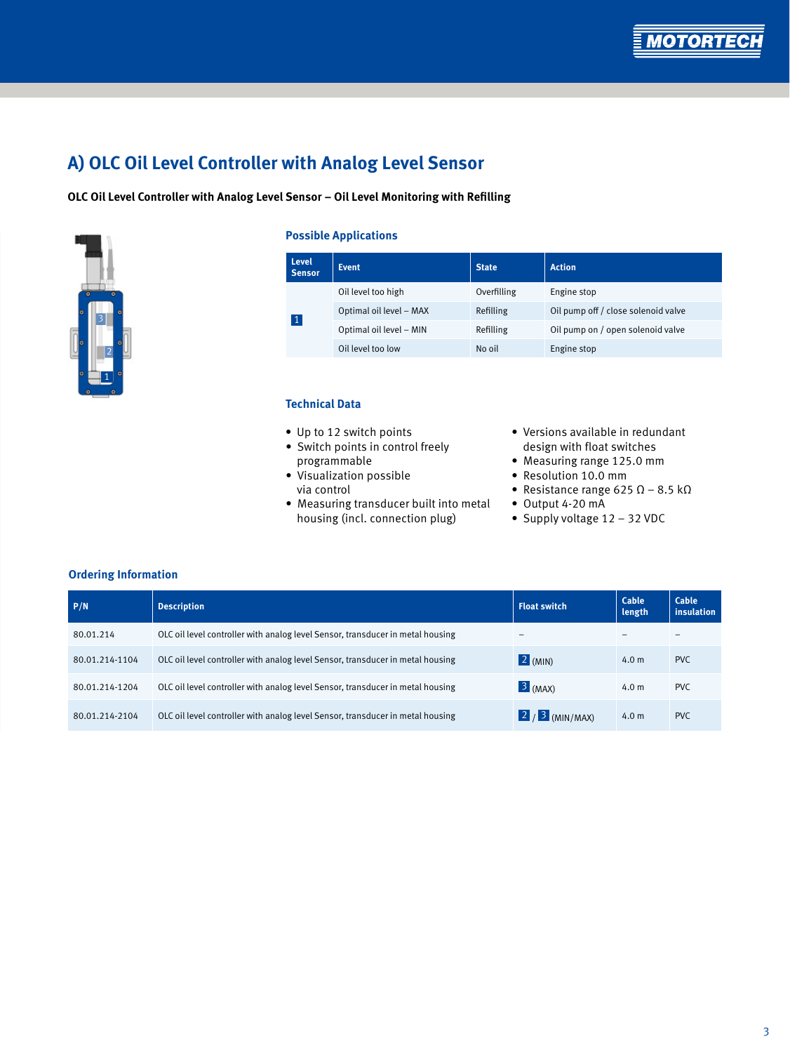# A) OLC Oil Level Controller with Analog Level Sensor

**OLC Oil Level Controller with Analog Level Sensor – Oil Level Monitoring with Refilling**

## Possible Applications

| Level Sensor | Event | State | Action |
|---|---|---|---|
| 1 | Oil level too high | Overfilling | Engine stop |
| | Optimal oil level – MAX | Refilling | Oil pump off / close solenoid valve |
| | Optimal oil level – MIN | Refilling | Oil pump on / open solenoid valve |
| | Oil level too low | No oil | Engine stop |

## Technical Data

- Up to 12 switch points
- Switch points in control freely programmable
- Visualization possible via control
- Measuring transducer built into metal housing (incl. connection plug)
- Versions available in redundant design with float switches
- Measuring range 125.0 mm
- Resolution 10.0 mm
- Resistance range 625 Ω – 8.5 kΩ
- Output 4-20 mA
- Supply voltage 12 – 32 VDC

## Ordering Information

| P/N | Description | Float switch | Cable length | Cable insulation |
|---|---|---|---|---|
| 80.01.214 | OLC oil level controller with analog level Sensor, transducer in metal housing | – | – | – |
| 80.01.214-1104 | OLC oil level controller with analog level Sensor, transducer in metal housing | 2 (MIN) | 4.0 m | PVC |
| 80.01.214-1204 | OLC oil level controller with analog level Sensor, transducer in metal housing | 3 (MAX) | 4.0 m | PVC |
| 80.01.214-2104 | OLC oil level controller with analog level Sensor, transducer in metal housing | 2 / 3 (MIN/MAX) | 4.0 m | PVC |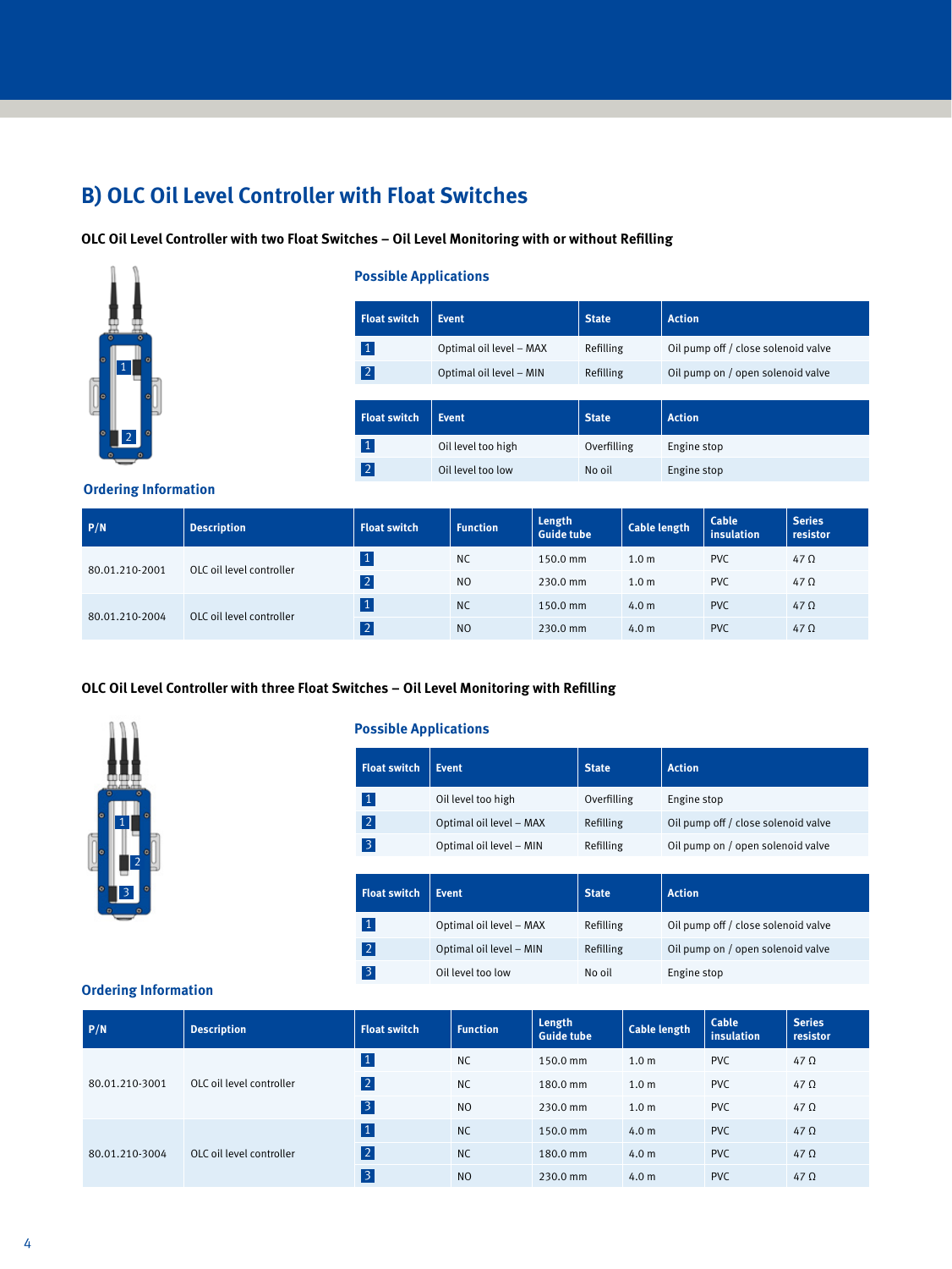## B) OLC Oil Level Controller with Float Switches

### OLC Oil Level Controller with two Float Switches – Oil Level Monitoring with or without Refilling

#### Possible Applications

| Float switch | Event | State | Action |
|---|---|---|---|
| 1 | Optimal oil level – MAX | Refilling | Oil pump off / close solenoid valve |
| 2 | Optimal oil level – MIN | Refilling | Oil pump on / open solenoid valve |

| Float switch | Event | State | Action |
|---|---|---|---|
| 1 | Oil level too high | Overfilling | Engine stop |
| 2 | Oil level too low | No oil | Engine stop |

#### Ordering Information

| P/N | Description | Float switch | Function | Length Guide tube | Cable length | Cable insulation | Series resistor |
|---|---|---|---|---|---|---|---|
| 80.01.210-2001 | OLC oil level controller | 1 | NC | 150.0 mm | 1.0 m | PVC | 47 Ω |
| | | 2 | NO | 230.0 mm | 1.0 m | PVC | 47 Ω |
| 80.01.210-2004 | OLC oil level controller | 1 | NC | 150.0 mm | 4.0 m | PVC | 47 Ω |
| | | 2 | NO | 230.0 mm | 4.0 m | PVC | 47 Ω |

### OLC Oil Level Controller with three Float Switches – Oil Level Monitoring with Refilling

#### Possible Applications

| Float switch | Event | State | Action |
|---|---|---|---|
| 1 | Oil level too high | Overfilling | Engine stop |
| 2 | Optimal oil level – MAX | Refilling | Oil pump off / close solenoid valve |
| 3 | Optimal oil level – MIN | Refilling | Oil pump on / open solenoid valve |

| Float switch | Event | State | Action |
|---|---|---|---|
| 1 | Optimal oil level – MAX | Refilling | Oil pump off / close solenoid valve |
| 2 | Optimal oil level – MIN | Refilling | Oil pump on / open solenoid valve |
| 3 | Oil level too low | No oil | Engine stop |

#### Ordering Information

| P/N | Description | Float switch | Function | Length Guide tube | Cable length | Cable insulation | Series resistor |
|---|---|---|---|---|---|---|---|
| 80.01.210-3001 | OLC oil level controller | 1 | NC | 150.0 mm | 1.0 m | PVC | 47 Ω |
| | | 2 | NC | 180.0 mm | 1.0 m | PVC | 47 Ω |
| | | 3 | NO | 230.0 mm | 1.0 m | PVC | 47 Ω |
| 80.01.210-3004 | OLC oil level controller | 1 | NC | 150.0 mm | 4.0 m | PVC | 47 Ω |
| | | 2 | NC | 180.0 mm | 4.0 m | PVC | 47 Ω |
| | | 3 | NO | 230.0 mm | 4.0 m | PVC | 47 Ω |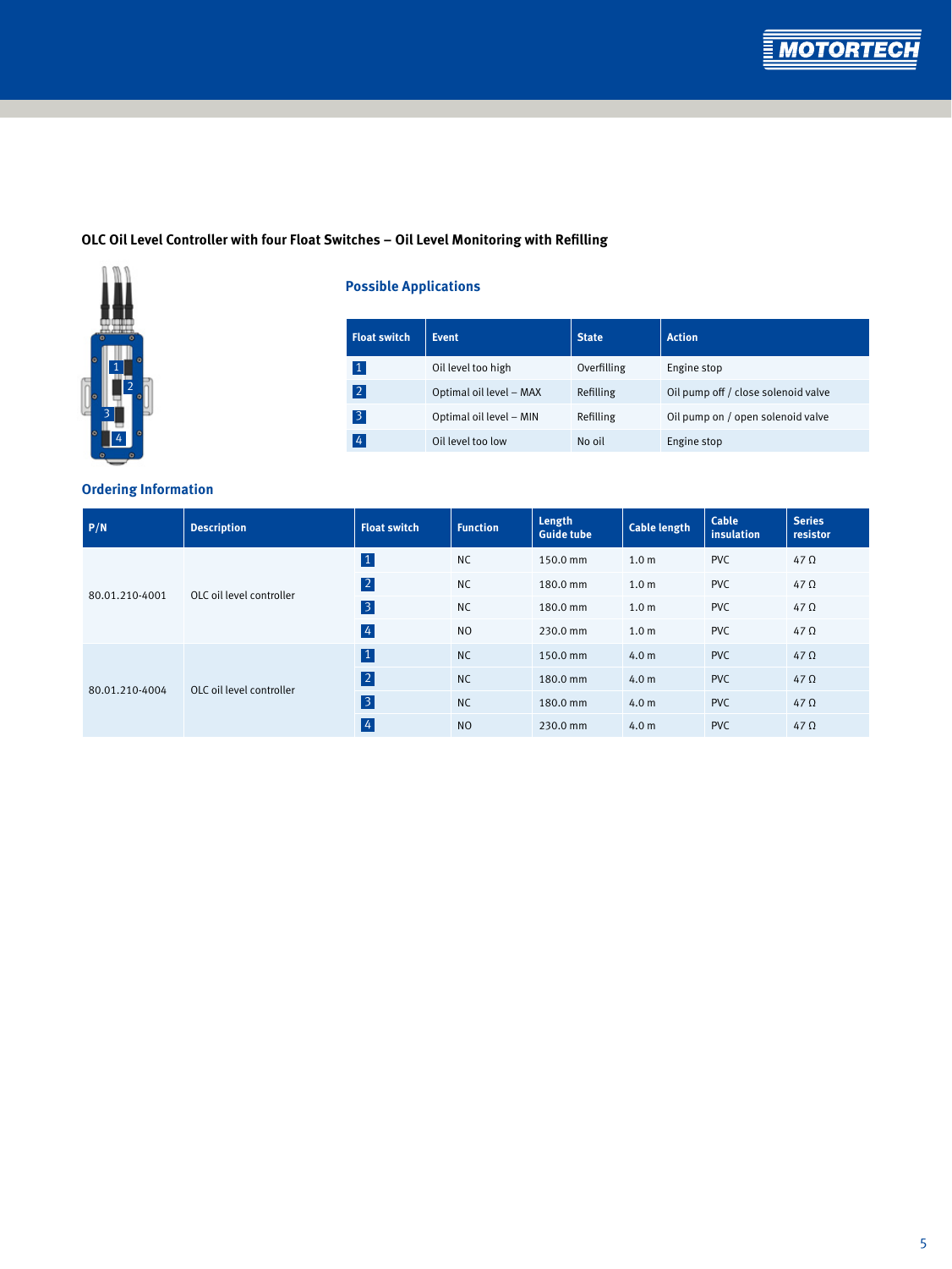## OLC Oil Level Controller with four Float Switches – Oil Level Monitoring with Refilling

### Possible Applications

| Float switch | Event | State | Action |
|---|---|---|---|
| 1 | Oil level too high | Overfilling | Engine stop |
| 2 | Optimal oil level – MAX | Refilling | Oil pump off / close solenoid valve |
| 3 | Optimal oil level – MIN | Refilling | Oil pump on / open solenoid valve |
| 4 | Oil level too low | No oil | Engine stop |

### Ordering Information

| P/N | Description | Float switch | Function | Length Guide tube | Cable length | Cable insulation | Series resistor |
|---|---|---|---|---|---|---|---|
| 80.01.210-4001 | OLC oil level controller | 1 | NC | 150.0 mm | 1.0 m | PVC | 47 Ω |
| | | 2 | NC | 180.0 mm | 1.0 m | PVC | 47 Ω |
| | | 3 | NC | 180.0 mm | 1.0 m | PVC | 47 Ω |
| | | 4 | NO | 230.0 mm | 1.0 m | PVC | 47 Ω |
| 80.01.210-4004 | OLC oil level controller | 1 | NC | 150.0 mm | 4.0 m | PVC | 47 Ω |
| | | 2 | NC | 180.0 mm | 4.0 m | PVC | 47 Ω |
| | | 3 | NC | 180.0 mm | 4.0 m | PVC | 47 Ω |
| | | 4 | NO | 230.0 mm | 4.0 m | PVC | 47 Ω |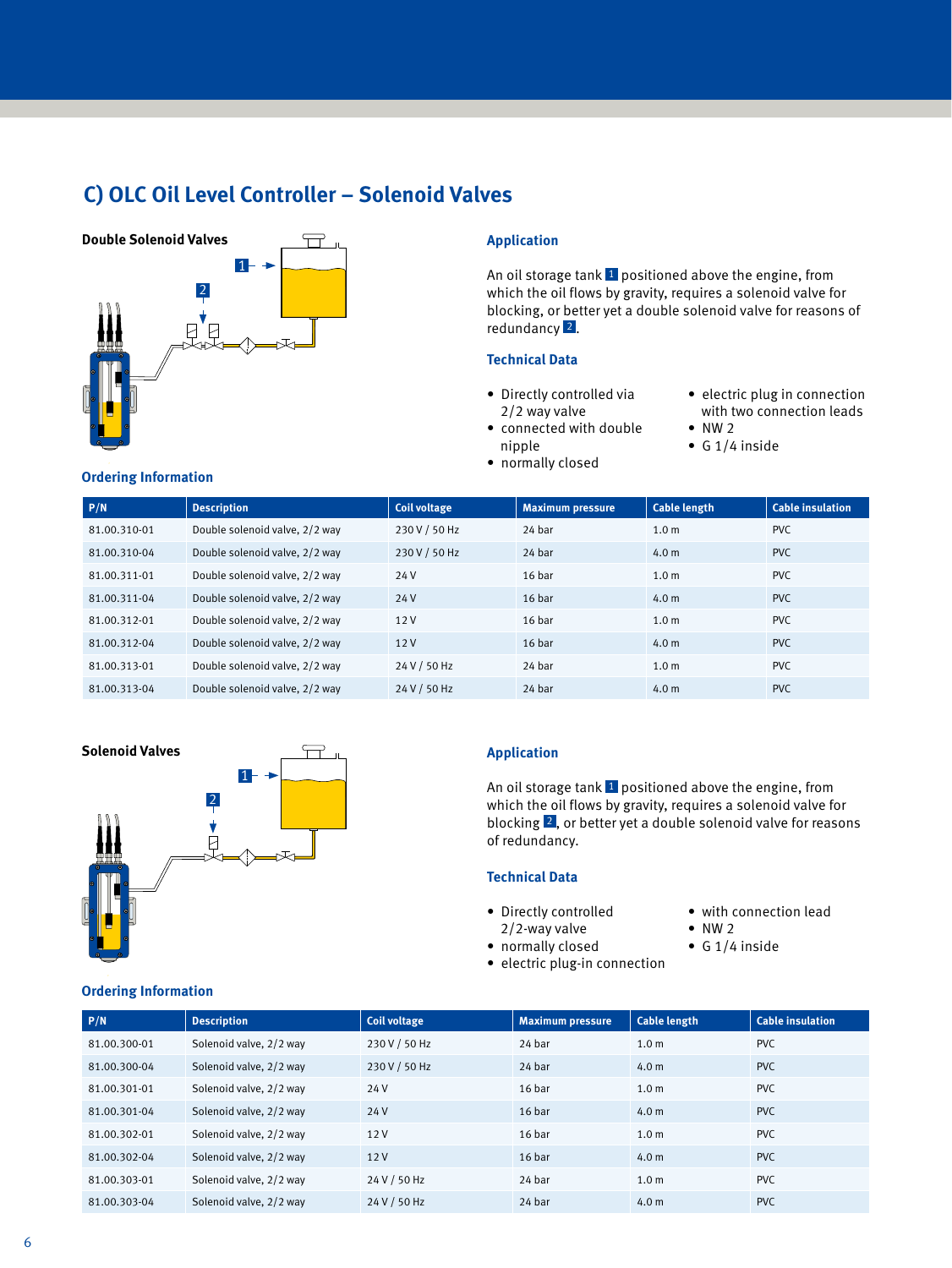## C) OLC Oil Level Controller – Solenoid Valves

**Double Solenoid Valves**

### Application

An oil storage tank 1 positioned above the engine, from which the oil flows by gravity, requires a solenoid valve for blocking, or better yet a double solenoid valve for reasons of redundancy 2.

### Technical Data

- Directly controlled via 2/2 way valve
- connected with double nipple
- normally closed
- electric plug in connection with two connection leads
- NW 2
- G 1/4 inside

### Ordering Information

| P/N | Description | Coil voltage | Maximum pressure | Cable length | Cable insulation |
|---|---|---|---|---|---|
| 81.00.310-01 | Double solenoid valve, 2/2 way | 230 V / 50 Hz | 24 bar | 1.0 m | PVC |
| 81.00.310-04 | Double solenoid valve, 2/2 way | 230 V / 50 Hz | 24 bar | 4.0 m | PVC |
| 81.00.311-01 | Double solenoid valve, 2/2 way | 24 V | 16 bar | 1.0 m | PVC |
| 81.00.311-04 | Double solenoid valve, 2/2 way | 24 V | 16 bar | 4.0 m | PVC |
| 81.00.312-01 | Double solenoid valve, 2/2 way | 12 V | 16 bar | 1.0 m | PVC |
| 81.00.312-04 | Double solenoid valve, 2/2 way | 12 V | 16 bar | 4.0 m | PVC |
| 81.00.313-01 | Double solenoid valve, 2/2 way | 24 V / 50 Hz | 24 bar | 1.0 m | PVC |
| 81.00.313-04 | Double solenoid valve, 2/2 way | 24 V / 50 Hz | 24 bar | 4.0 m | PVC |

**Solenoid Valves**

### Application

An oil storage tank 1 positioned above the engine, from which the oil flows by gravity, requires a solenoid valve for blocking 2, or better yet a double solenoid valve for reasons of redundancy.

### Technical Data

- Directly controlled 2/2-way valve
- normally closed
- electric plug-in connection
- with connection lead
- NW 2
- G 1/4 inside

### Ordering Information

| P/N | Description | Coil voltage | Maximum pressure | Cable length | Cable insulation |
|---|---|---|---|---|---|
| 81.00.300-01 | Solenoid valve, 2/2 way | 230 V / 50 Hz | 24 bar | 1.0 m | PVC |
| 81.00.300-04 | Solenoid valve, 2/2 way | 230 V / 50 Hz | 24 bar | 4.0 m | PVC |
| 81.00.301-01 | Solenoid valve, 2/2 way | 24 V | 16 bar | 1.0 m | PVC |
| 81.00.301-04 | Solenoid valve, 2/2 way | 24 V | 16 bar | 4.0 m | PVC |
| 81.00.302-01 | Solenoid valve, 2/2 way | 12 V | 16 bar | 1.0 m | PVC |
| 81.00.302-04 | Solenoid valve, 2/2 way | 12 V | 16 bar | 4.0 m | PVC |
| 81.00.303-01 | Solenoid valve, 2/2 way | 24 V / 50 Hz | 24 bar | 1.0 m | PVC |
| 81.00.303-04 | Solenoid valve, 2/2 way | 24 V / 50 Hz | 24 bar | 4.0 m | PVC |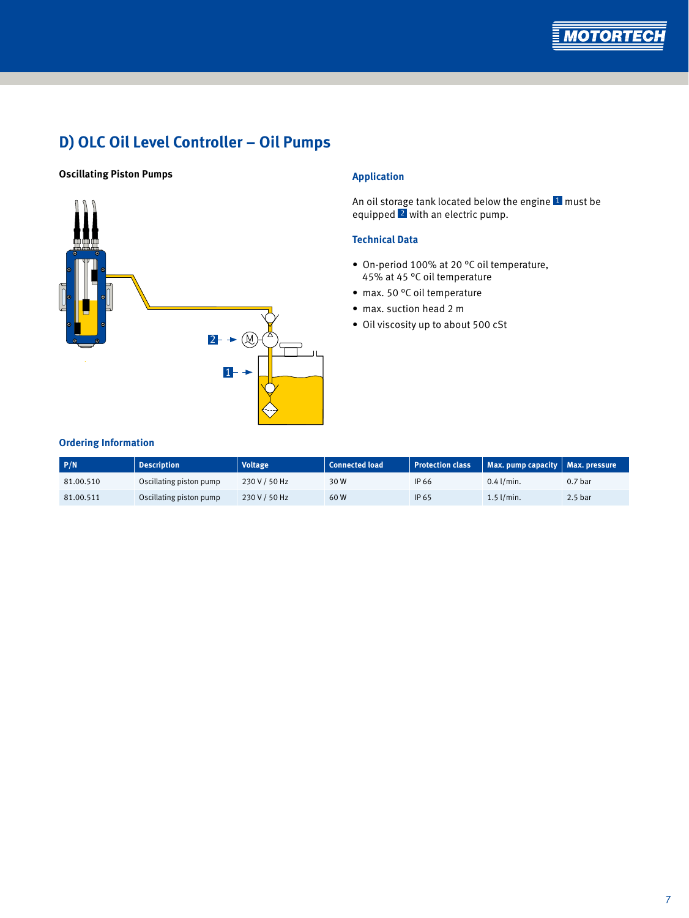## D) OLC Oil Level Controller – Oil Pumps

**Oscillating Piston Pumps**

### Application

An oil storage tank located below the engine 1 must be equipped 2 with an electric pump.

### Technical Data

- On-period 100% at 20 °C oil temperature, 45% at 45 °C oil temperature
- max. 50 °C oil temperature
- max. suction head 2 m
- Oil viscosity up to about 500 cSt

### Ordering Information

| P/N | Description | Voltage | Connected load | Protection class | Max. pump capacity | Max. pressure |
|---|---|---|---|---|---|---|
| 81.00.510 | Oscillating piston pump | 230 V / 50 Hz | 30 W | IP 66 | 0.4 l/min. | 0.7 bar |
| 81.00.511 | Oscillating piston pump | 230 V / 50 Hz | 60 W | IP 65 | 1.5 l/min. | 2.5 bar |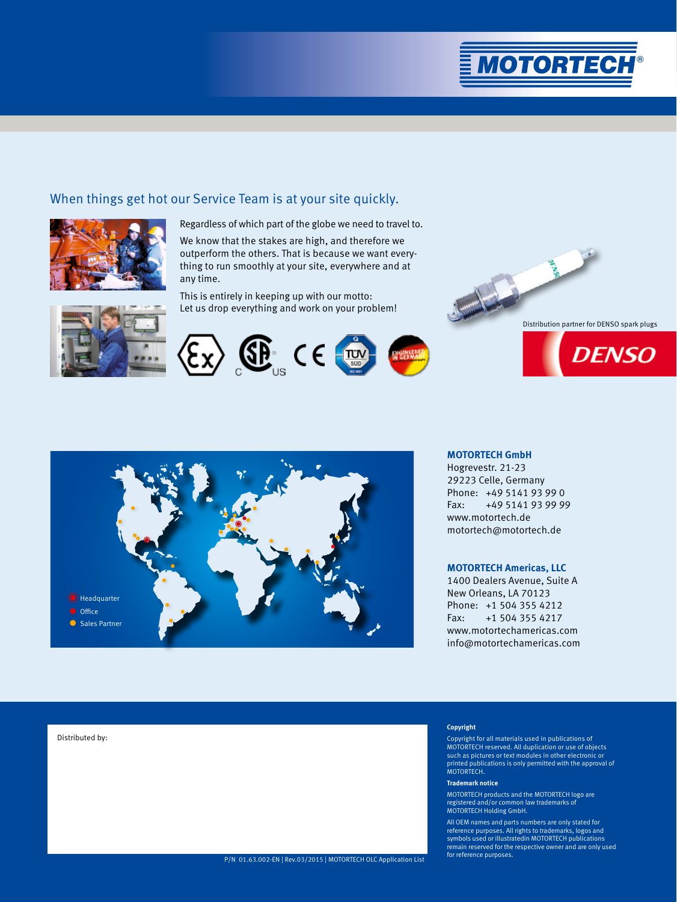## When things get hot our Service Team is at your site quickly.

Regardless of which part of the globe we need to travel to.

We know that the stakes are high, and therefore we outperform the others. That is because we want everything to run smoothly at your site, everywhere and at any time.

This is entirely in keeping up with our motto:
Let us drop everything and work on your problem!

Distribution partner for DENSO spark plugs

Headquarter
Office
Sales Partner

**MOTORTECH GmbH**
Hogrevestr. 21-23
29223 Celle, Germany
Phone: +49 5141 93 99 0
Fax: +49 5141 93 99 99
www.motortech.de
motortech@motortech.de

**MOTORTECH Americas, LLC**
1400 Dealers Avenue, Suite A
New Orleans, LA 70123
Phone: +1 504 355 4212
Fax: +1 504 355 4217
www.motortechamericas.com
info@motortechamericas.com

Distributed by:

P/N 01.63.002-EN | Rev.03/2015 | MOTORTECH OLC Application List

**Copyright**

Copyright for all materials used in publications of MOTORTECH reserved. All duplication or use of objects such as pictures or text modules in other electronic or printed publications is only permitted with the approval of MOTORTECH.

**Trademark notice**

MOTORTECH products and the MOTORTECH logo are registered and/or common law trademarks of MOTORTECH Holding GmbH.

All OEM names and parts numbers are only stated for reference purposes. All rights to trademarks, logos and symbols used or illustratedin MOTORTECH publications remain reserved for the respective owner and are only used for reference purposes.